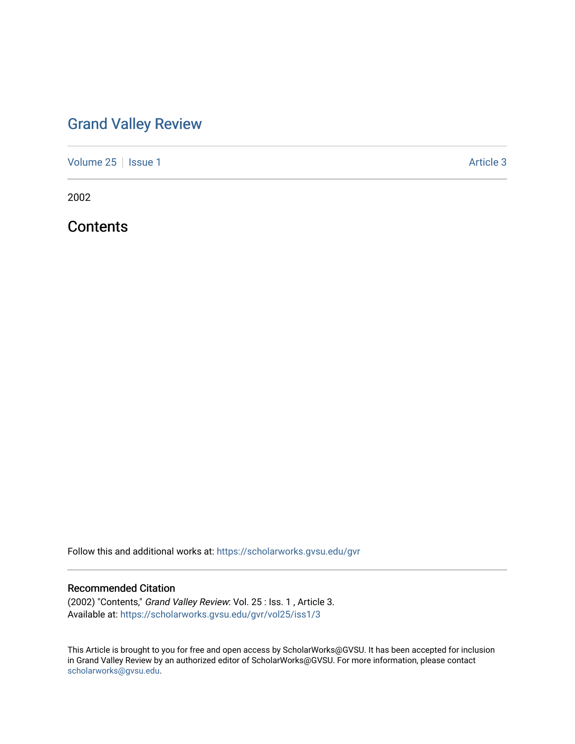# Grand Valley Review

Volume 25 | Issue 1 Article 3

2002

## Contents

Follow this and additional works at: https://scholarworks.gvsu.edu/gvr

### Recommended Citation

(2002) "Contents," *Grand Valley Review*: Vol. 25 : Iss. 1 , Article 3.
Available at: https://scholarworks.gvsu.edu/gvr/vol25/iss1/3

This Article is brought to you for free and open access by ScholarWorks@GVSU. It has been accepted for inclusion in Grand Valley Review by an authorized editor of ScholarWorks@GVSU. For more information, please contact scholarworks@gvsu.edu.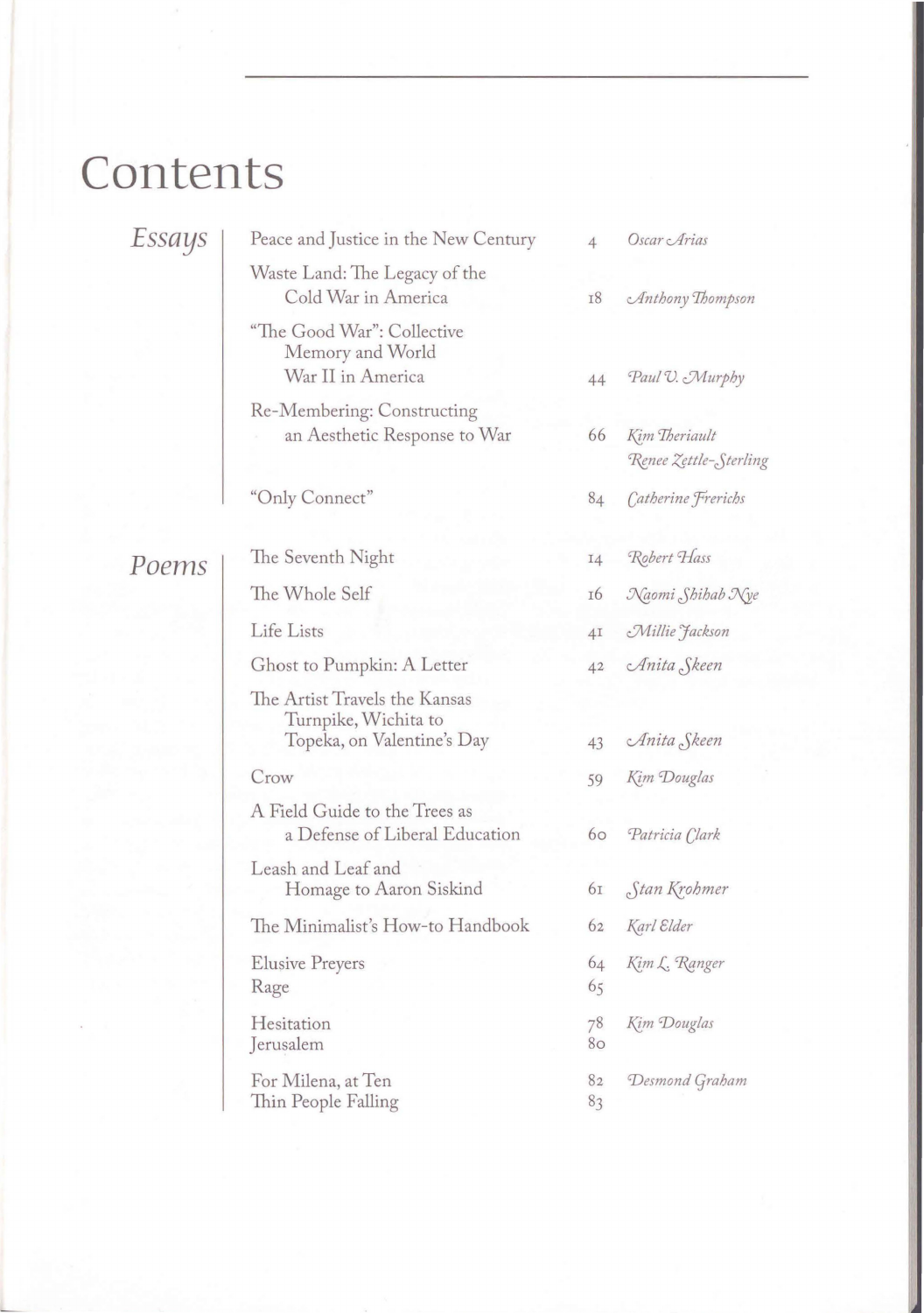# Contents

## *Essays*

| | | |
|---|---|---|
| Peace and Justice in the New Century | 4 | *Oscar Arias* |
| Waste Land: The Legacy of the Cold War in America | 18 | *Anthony Thompson* |
| "The Good War": Collective Memory and World War II in America | 44 | *Paul V. Murphy* |
| Re-Membering: Constructing an Aesthetic Response to War | 66 | *Kim Theriault*<br>*Renee Zettle-Sterling* |
| "Only Connect" | 84 | *Catherine Frerichs* |

## *Poems*

| | | |
|---|---|---|
| The Seventh Night | 14 | *Robert Hass* |
| The Whole Self | 16 | *Naomi Shihab Nye* |
| Life Lists | 41 | *Millie Jackson* |
| Ghost to Pumpkin: A Letter | 42 | *Anita Skeen* |
| The Artist Travels the Kansas Turnpike, Wichita to Topeka, on Valentine's Day | 43 | *Anita Skeen* |
| Crow | 59 | *Kim Douglas* |
| A Field Guide to the Trees as a Defense of Liberal Education | 60 | *Patricia Clark* |
| Leash and Leaf and Homage to Aaron Siskind | 61 | *Stan Krohmer* |
| The Minimalist's How-to Handbook | 62 | *Karl Elder* |
| Elusive Preyers | 64 | *Kim L. Ranger* |
| Rage | 65 | |
| Hesitation | 78 | *Kim Douglas* |
| Jerusalem | 80 | |
| For Milena, at Ten | 82 | *Desmond Graham* |
| Thin People Falling | 83 | |